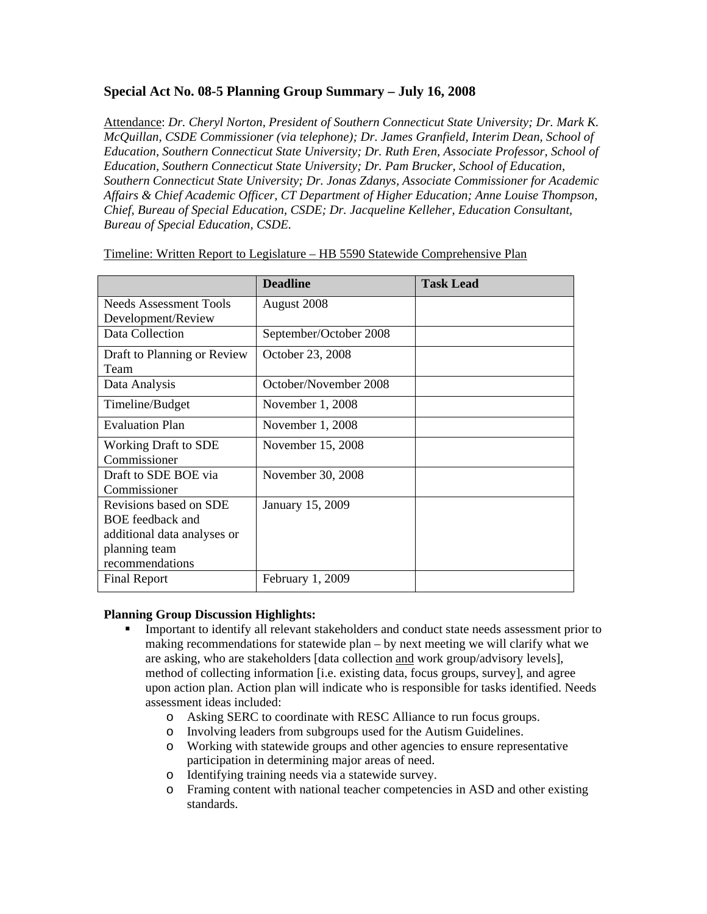## Special Act No. 08-5 Planning Group Summary – July 16, 2008

Attendance: *Dr. Cheryl Norton, President of Southern Connecticut State University; Dr. Mark K. McQuillan, CSDE Commissioner (via telephone); Dr. James Granfield, Interim Dean, School of Education, Southern Connecticut State University; Dr. Ruth Eren, Associate Professor, School of Education, Southern Connecticut State University; Dr. Pam Brucker, School of Education, Southern Connecticut State University; Dr. Jonas Zdanys, Associate Commissioner for Academic Affairs & Chief Academic Officer, CT Department of Higher Education; Anne Louise Thompson, Chief, Bureau of Special Education, CSDE; Dr. Jacqueline Kelleher, Education Consultant, Bureau of Special Education, CSDE.*

Timeline: Written Report to Legislature – HB 5590 Statewide Comprehensive Plan

| | Deadline | Task Lead |
|---|---|---|
| Needs Assessment Tools Development/Review | August 2008 | |
| Data Collection | September/October 2008 | |
| Draft to Planning or Review Team | October 23, 2008 | |
| Data Analysis | October/November 2008 | |
| Timeline/Budget | November 1, 2008 | |
| Evaluation Plan | November 1, 2008 | |
| Working Draft to SDE Commissioner | November 15, 2008 | |
| Draft to SDE BOE via Commissioner | November 30, 2008 | |
| Revisions based on SDE BOE feedback and additional data analyses or planning team recommendations | January 15, 2009 | |
| Final Report | February 1, 2009 | |

**Planning Group Discussion Highlights:**

- Important to identify all relevant stakeholders and conduct state needs assessment prior to making recommendations for statewide plan – by next meeting we will clarify what we are asking, who are stakeholders [data collection and work group/advisory levels], method of collecting information [i.e. existing data, focus groups, survey], and agree upon action plan. Action plan will indicate who is responsible for tasks identified. Needs assessment ideas included:
  - Asking SERC to coordinate with RESC Alliance to run focus groups.
  - Involving leaders from subgroups used for the Autism Guidelines.
  - Working with statewide groups and other agencies to ensure representative participation in determining major areas of need.
  - Identifying training needs via a statewide survey.
  - Framing content with national teacher competencies in ASD and other existing standards.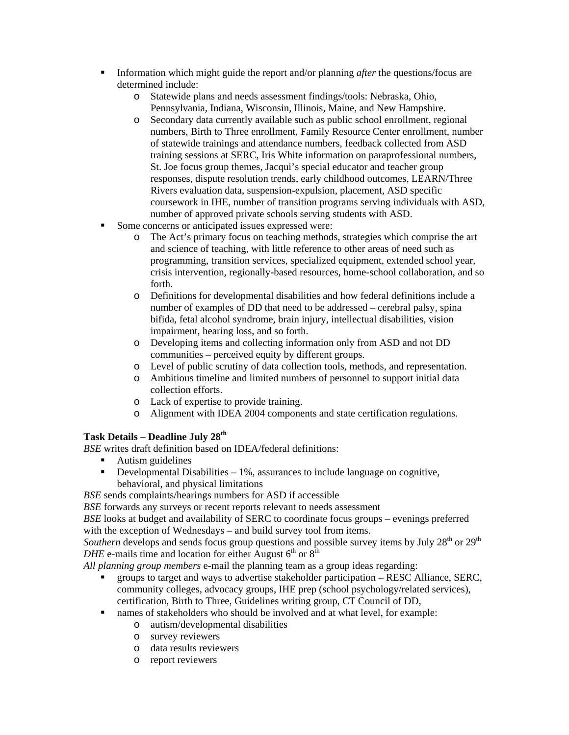- Information which might guide the report and/or planning *after* the questions/focus are determined include:
    - Statewide plans and needs assessment findings/tools: Nebraska, Ohio, Pennsylvania, Indiana, Wisconsin, Illinois, Maine, and New Hampshire.
    - Secondary data currently available such as public school enrollment, regional numbers, Birth to Three enrollment, Family Resource Center enrollment, number of statewide trainings and attendance numbers, feedback collected from ASD training sessions at SERC, Iris White information on paraprofessional numbers, St. Joe focus group themes, Jacqui's special educator and teacher group responses, dispute resolution trends, early childhood outcomes, LEARN/Three Rivers evaluation data, suspension-expulsion, placement, ASD specific coursework in IHE, number of transition programs serving individuals with ASD, number of approved private schools serving students with ASD.
- Some concerns or anticipated issues expressed were:
    - The Act's primary focus on teaching methods, strategies which comprise the art and science of teaching, with little reference to other areas of need such as programming, transition services, specialized equipment, extended school year, crisis intervention, regionally-based resources, home-school collaboration, and so forth.
    - Definitions for developmental disabilities and how federal definitions include a number of examples of DD that need to be addressed – cerebral palsy, spina bifida, fetal alcohol syndrome, brain injury, intellectual disabilities, vision impairment, hearing loss, and so forth.
    - Developing items and collecting information only from ASD and not DD communities – perceived equity by different groups.
    - Level of public scrutiny of data collection tools, methods, and representation.
    - Ambitious timeline and limited numbers of personnel to support initial data collection efforts.
    - Lack of expertise to provide training.
    - Alignment with IDEA 2004 components and state certification regulations.

**Task Details – Deadline July 28th**

*BSE* writes draft definition based on IDEA/federal definitions:

- Autism guidelines
- Developmental Disabilities – 1%, assurances to include language on cognitive, behavioral, and physical limitations

*BSE* sends complaints/hearings numbers for ASD if accessible

*BSE* forwards any surveys or recent reports relevant to needs assessment

*BSE* looks at budget and availability of SERC to coordinate focus groups – evenings preferred with the exception of Wednesdays – and build survey tool from items.

*Southern* develops and sends focus group questions and possible survey items by July 28th or 29th

*DHE* e-mails time and location for either August 6th or 8th

*All planning group members* e-mail the planning team as a group ideas regarding:

- groups to target and ways to advertise stakeholder participation – RESC Alliance, SERC, community colleges, advocacy groups, IHE prep (school psychology/related services), certification, Birth to Three, Guidelines writing group, CT Council of DD,
- names of stakeholders who should be involved and at what level, for example:
    - autism/developmental disabilities
    - survey reviewers
    - data results reviewers
    - report reviewers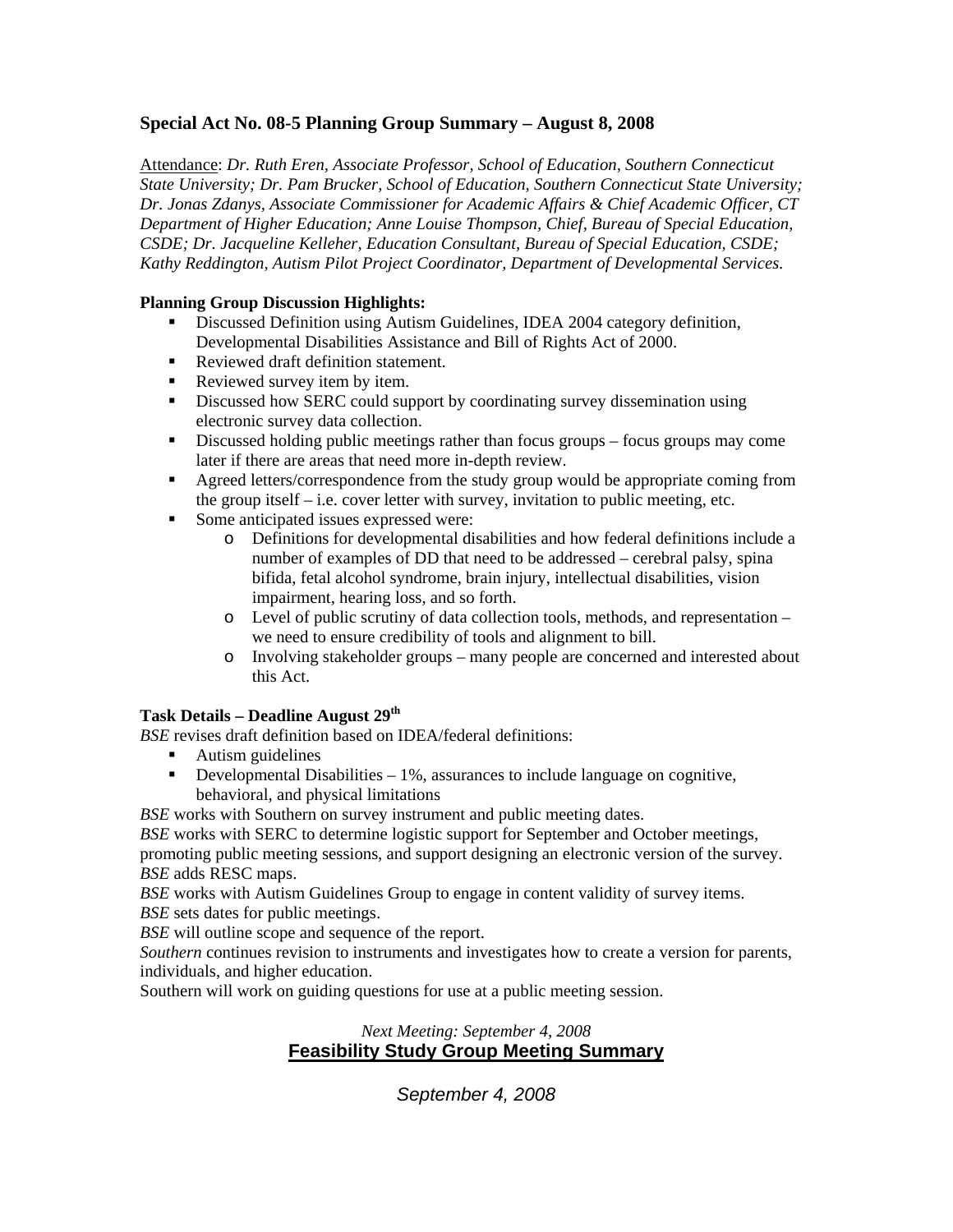## Special Act No. 08-5 Planning Group Summary – August 8, 2008

Attendance: *Dr. Ruth Eren, Associate Professor, School of Education, Southern Connecticut State University; Dr. Pam Brucker, School of Education, Southern Connecticut State University; Dr. Jonas Zdanys, Associate Commissioner for Academic Affairs & Chief Academic Officer, CT Department of Higher Education; Anne Louise Thompson, Chief, Bureau of Special Education, CSDE; Dr. Jacqueline Kelleher, Education Consultant, Bureau of Special Education, CSDE; Kathy Reddington, Autism Pilot Project Coordinator, Department of Developmental Services.*

**Planning Group Discussion Highlights:**

- Discussed Definition using Autism Guidelines, IDEA 2004 category definition, Developmental Disabilities Assistance and Bill of Rights Act of 2000.
- Reviewed draft definition statement.
- Reviewed survey item by item.
- Discussed how SERC could support by coordinating survey dissemination using electronic survey data collection.
- Discussed holding public meetings rather than focus groups – focus groups may come later if there are areas that need more in-depth review.
- Agreed letters/correspondence from the study group would be appropriate coming from the group itself – i.e. cover letter with survey, invitation to public meeting, etc.
- Some anticipated issues expressed were:
  - Definitions for developmental disabilities and how federal definitions include a number of examples of DD that need to be addressed – cerebral palsy, spina bifida, fetal alcohol syndrome, brain injury, intellectual disabilities, vision impairment, hearing loss, and so forth.
  - Level of public scrutiny of data collection tools, methods, and representation – we need to ensure credibility of tools and alignment to bill.
  - Involving stakeholder groups – many people are concerned and interested about this Act.

**Task Details – Deadline August 29th**

*BSE* revises draft definition based on IDEA/federal definitions:

- Autism guidelines
- Developmental Disabilities – 1%, assurances to include language on cognitive, behavioral, and physical limitations

*BSE* works with Southern on survey instrument and public meeting dates.
*BSE* works with SERC to determine logistic support for September and October meetings, promoting public meeting sessions, and support designing an electronic version of the survey.
*BSE* adds RESC maps.
*BSE* works with Autism Guidelines Group to engage in content validity of survey items.
*BSE* sets dates for public meetings.
*BSE* will outline scope and sequence of the report.
*Southern* continues revision to instruments and investigates how to create a version for parents, individuals, and higher education.
Southern will work on guiding questions for use at a public meeting session.

*Next Meeting: September 4, 2008*

## Feasibility Study Group Meeting Summary

*September 4, 2008*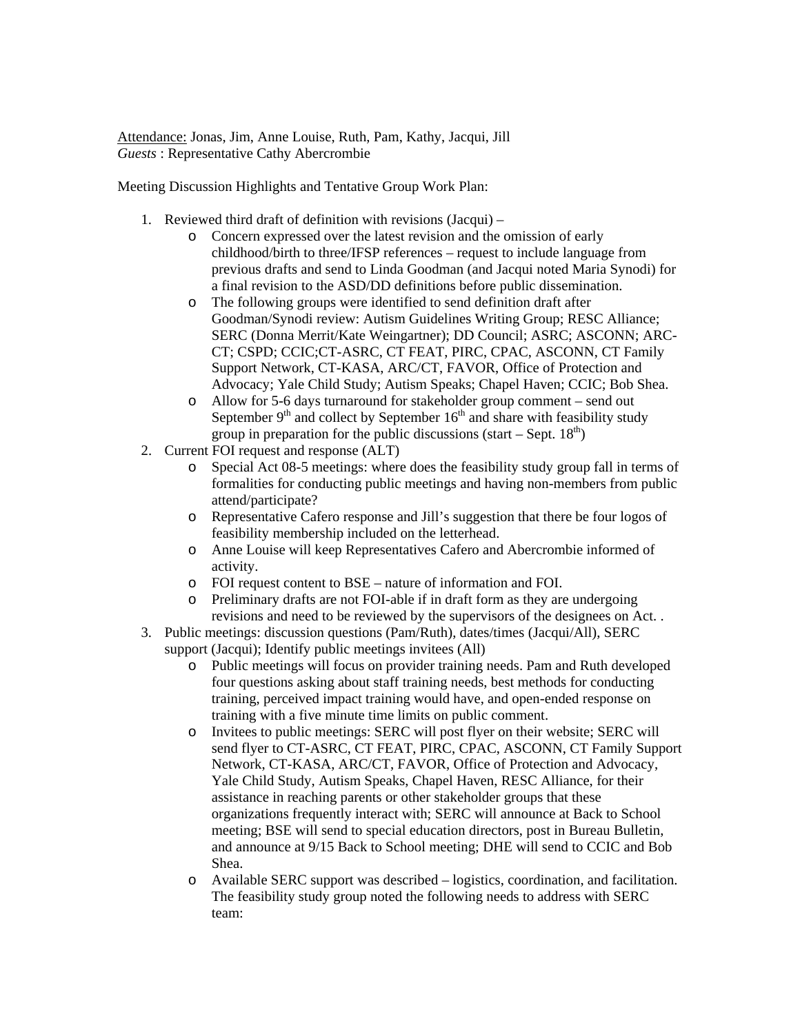<u>Attendance:</u> Jonas, Jim, Anne Louise, Ruth, Pam, Kathy, Jacqui, Jill
*Guests* : Representative Cathy Abercrombie

Meeting Discussion Highlights and Tentative Group Work Plan:

1. Reviewed third draft of definition with revisions (Jacqui) –
   - Concern expressed over the latest revision and the omission of early childhood/birth to three/IFSP references – request to include language from previous drafts and send to Linda Goodman (and Jacqui noted Maria Synodi) for a final revision to the ASD/DD definitions before public dissemination.
   - The following groups were identified to send definition draft after Goodman/Synodi review: Autism Guidelines Writing Group; RESC Alliance; SERC (Donna Merrit/Kate Weingartner); DD Council; ASRC; ASCONN; ARC-CT; CSPD; CCIC;CT-ASRC, CT FEAT, PIRC, CPAC, ASCONN, CT Family Support Network, CT-KASA, ARC/CT, FAVOR, Office of Protection and Advocacy; Yale Child Study; Autism Speaks; Chapel Haven; CCIC; Bob Shea.
   - Allow for 5-6 days turnaround for stakeholder group comment – send out September 9th and collect by September 16th and share with feasibility study group in preparation for the public discussions (start – Sept. 18th)
2. Current FOI request and response (ALT)
   - Special Act 08-5 meetings: where does the feasibility study group fall in terms of formalities for conducting public meetings and having non-members from public attend/participate?
   - Representative Cafero response and Jill's suggestion that there be four logos of feasibility membership included on the letterhead.
   - Anne Louise will keep Representatives Cafero and Abercrombie informed of activity.
   - FOI request content to BSE – nature of information and FOI.
   - Preliminary drafts are not FOI-able if in draft form as they are undergoing revisions and need to be reviewed by the supervisors of the designees on Act. .
3. Public meetings: discussion questions (Pam/Ruth), dates/times (Jacqui/All), SERC support (Jacqui); Identify public meetings invitees (All)
   - Public meetings will focus on provider training needs. Pam and Ruth developed four questions asking about staff training needs, best methods for conducting training, perceived impact training would have, and open-ended response on training with a five minute time limits on public comment.
   - Invitees to public meetings: SERC will post flyer on their website; SERC will send flyer to CT-ASRC, CT FEAT, PIRC, CPAC, ASCONN, CT Family Support Network, CT-KASA, ARC/CT, FAVOR, Office of Protection and Advocacy, Yale Child Study, Autism Speaks, Chapel Haven, RESC Alliance, for their assistance in reaching parents or other stakeholder groups that these organizations frequently interact with; SERC will announce at Back to School meeting; BSE will send to special education directors, post in Bureau Bulletin, and announce at 9/15 Back to School meeting; DHE will send to CCIC and Bob Shea.
   - Available SERC support was described – logistics, coordination, and facilitation. The feasibility study group noted the following needs to address with SERC team: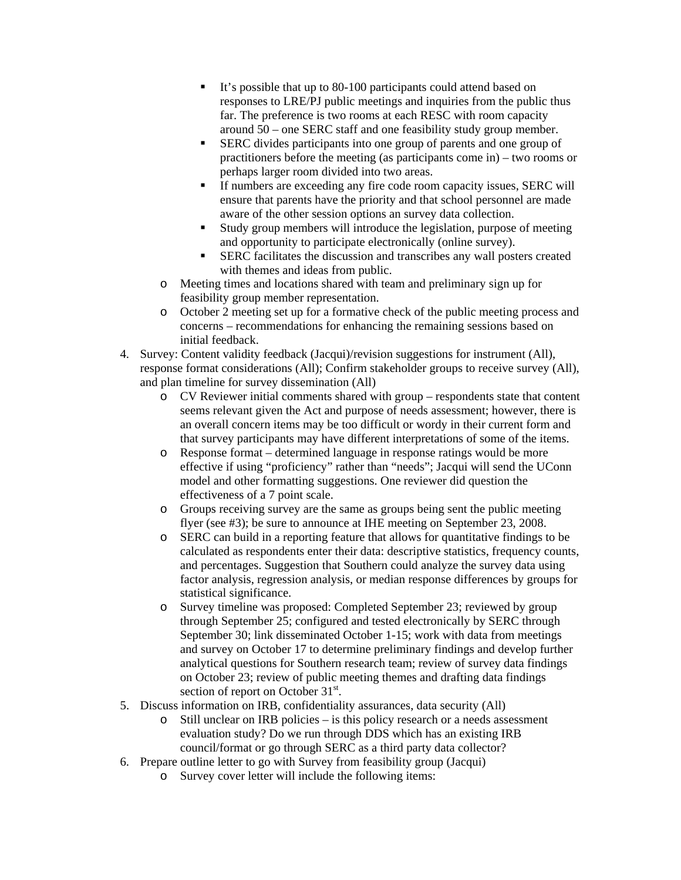- It's possible that up to 80-100 participants could attend based on responses to LRE/PJ public meetings and inquiries from the public thus far. The preference is two rooms at each RESC with room capacity around 50 – one SERC staff and one feasibility study group member.
        - SERC divides participants into one group of parents and one group of practitioners before the meeting (as participants come in) – two rooms or perhaps larger room divided into two areas.
        - If numbers are exceeding any fire code room capacity issues, SERC will ensure that parents have the priority and that school personnel are made aware of the other session options an survey data collection.
        - Study group members will introduce the legislation, purpose of meeting and opportunity to participate electronically (online survey).
        - SERC facilitates the discussion and transcribes any wall posters created with themes and ideas from public.
    - Meeting times and locations shared with team and preliminary sign up for feasibility group member representation.
    - October 2 meeting set up for a formative check of the public meeting process and concerns – recommendations for enhancing the remaining sessions based on initial feedback.

4. Survey: Content validity feedback (Jacqui)/revision suggestions for instrument (All), response format considerations (All); Confirm stakeholder groups to receive survey (All), and plan timeline for survey dissemination (All)
    - CV Reviewer initial comments shared with group – respondents state that content seems relevant given the Act and purpose of needs assessment; however, there is an overall concern items may be too difficult or wordy in their current form and that survey participants may have different interpretations of some of the items.
    - Response format – determined language in response ratings would be more effective if using "proficiency" rather than "needs"; Jacqui will send the UConn model and other formatting suggestions. One reviewer did question the effectiveness of a 7 point scale.
    - Groups receiving survey are the same as groups being sent the public meeting flyer (see #3); be sure to announce at IHE meeting on September 23, 2008.
    - SERC can build in a reporting feature that allows for quantitative findings to be calculated as respondents enter their data: descriptive statistics, frequency counts, and percentages. Suggestion that Southern could analyze the survey data using factor analysis, regression analysis, or median response differences by groups for statistical significance.
    - Survey timeline was proposed: Completed September 23; reviewed by group through September 25; configured and tested electronically by SERC through September 30; link disseminated October 1-15; work with data from meetings and survey on October 17 to determine preliminary findings and develop further analytical questions for Southern research team; review of survey data findings on October 23; review of public meeting themes and drafting data findings section of report on October 31st.

5. Discuss information on IRB, confidentiality assurances, data security (All)
    - Still unclear on IRB policies – is this policy research or a needs assessment evaluation study? Do we run through DDS which has an existing IRB council/format or go through SERC as a third party data collector?

6. Prepare outline letter to go with Survey from feasibility group (Jacqui)
    - Survey cover letter will include the following items: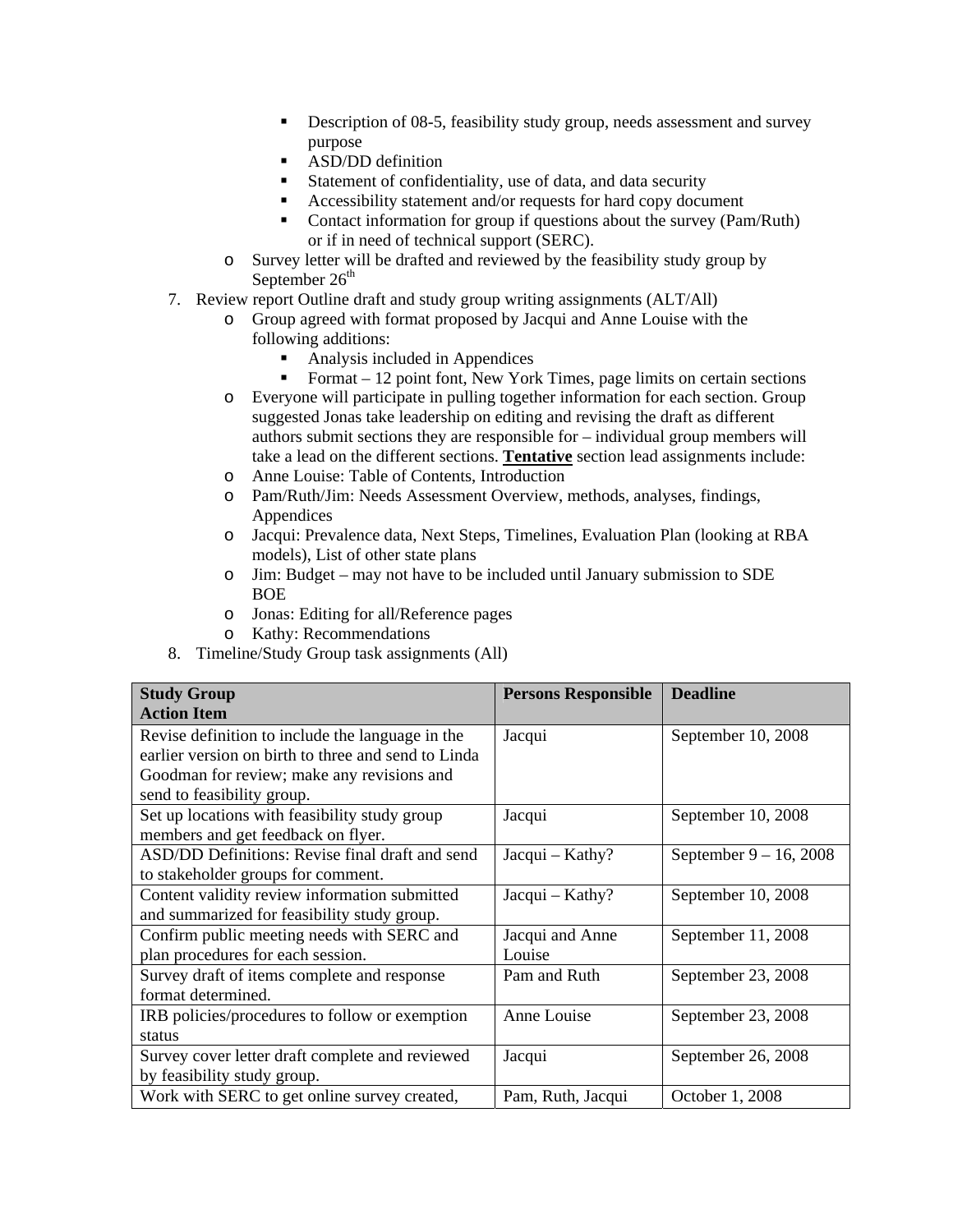- Description of 08-5, feasibility study group, needs assessment and survey purpose
        - ASD/DD definition
        - Statement of confidentiality, use of data, and data security
        - Accessibility statement and/or requests for hard copy document
        - Contact information for group if questions about the survey (Pam/Ruth) or if in need of technical support (SERC).
    - Survey letter will be drafted and reviewed by the feasibility study group by September 26th

7. Review report Outline draft and study group writing assignments (ALT/All)
    - Group agreed with format proposed by Jacqui and Anne Louise with the following additions:
        - Analysis included in Appendices
        - Format – 12 point font, New York Times, page limits on certain sections
    - Everyone will participate in pulling together information for each section. Group suggested Jonas take leadership on editing and revising the draft as different authors submit sections they are responsible for – individual group members will take a lead on the different sections. **Tentative** section lead assignments include:
    - Anne Louise: Table of Contents, Introduction
    - Pam/Ruth/Jim: Needs Assessment Overview, methods, analyses, findings, Appendices
    - Jacqui: Prevalence data, Next Steps, Timelines, Evaluation Plan (looking at RBA models), List of other state plans
    - Jim: Budget – may not have to be included until January submission to SDE BOE
    - Jonas: Editing for all/Reference pages
    - Kathy: Recommendations
8. Timeline/Study Group task assignments (All)

| Study Group Action Item | Persons Responsible | Deadline |
|---|---|---|
| Revise definition to include the language in the earlier version on birth to three and send to Linda Goodman for review; make any revisions and send to feasibility group. | Jacqui | September 10, 2008 |
| Set up locations with feasibility study group members and get feedback on flyer. | Jacqui | September 10, 2008 |
| ASD/DD Definitions: Revise final draft and send to stakeholder groups for comment. | Jacqui – Kathy? | September 9 – 16, 2008 |
| Content validity review information submitted and summarized for feasibility study group. | Jacqui – Kathy? | September 10, 2008 |
| Confirm public meeting needs with SERC and plan procedures for each session. | Jacqui and Anne Louise | September 11, 2008 |
| Survey draft of items complete and response format determined. | Pam and Ruth | September 23, 2008 |
| IRB policies/procedures to follow or exemption status | Anne Louise | September 23, 2008 |
| Survey cover letter draft complete and reviewed by feasibility study group. | Jacqui | September 26, 2008 |
| Work with SERC to get online survey created, | Pam, Ruth, Jacqui | October 1, 2008 |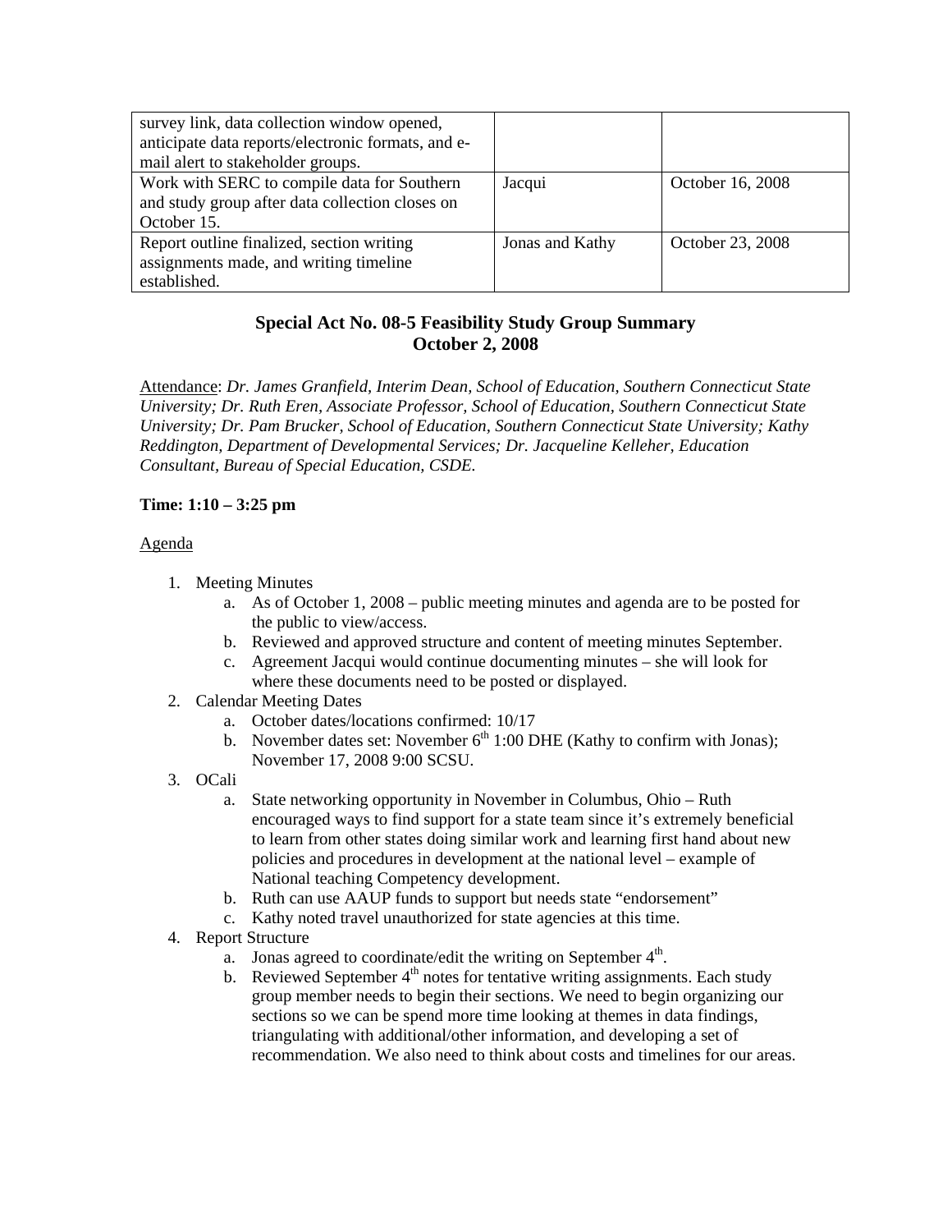| | | |
|---|---|---|
| survey link, data collection window opened, anticipate data reports/electronic formats, and e-mail alert to stakeholder groups. | | |
| Work with SERC to compile data for Southern and study group after data collection closes on October 15. | Jacqui | October 16, 2008 |
| Report outline finalized, section writing assignments made, and writing timeline established. | Jonas and Kathy | October 23, 2008 |

## Special Act No. 08-5 Feasibility Study Group Summary
## October 2, 2008

Attendance: *Dr. James Granfield, Interim Dean, School of Education, Southern Connecticut State University; Dr. Ruth Eren, Associate Professor, School of Education, Southern Connecticut State University; Dr. Pam Brucker, School of Education, Southern Connecticut State University; Kathy Reddington, Department of Developmental Services; Dr. Jacqueline Kelleher, Education Consultant, Bureau of Special Education, CSDE.*

**Time: 1:10 – 3:25 pm**

Agenda

1. Meeting Minutes
   a. As of October 1, 2008 – public meeting minutes and agenda are to be posted for the public to view/access.
   b. Reviewed and approved structure and content of meeting minutes September.
   c. Agreement Jacqui would continue documenting minutes – she will look for where these documents need to be posted or displayed.
2. Calendar Meeting Dates
   a. October dates/locations confirmed: 10/17
   b. November dates set: November 6th 1:00 DHE (Kathy to confirm with Jonas); November 17, 2008 9:00 SCSU.
3. OCali
   a. State networking opportunity in November in Columbus, Ohio – Ruth encouraged ways to find support for a state team since it's extremely beneficial to learn from other states doing similar work and learning first hand about new policies and procedures in development at the national level – example of National teaching Competency development.
   b. Ruth can use AAUP funds to support but needs state "endorsement"
   c. Kathy noted travel unauthorized for state agencies at this time.
4. Report Structure
   a. Jonas agreed to coordinate/edit the writing on September 4th.
   b. Reviewed September 4th notes for tentative writing assignments. Each study group member needs to begin their sections. We need to begin organizing our sections so we can be spend more time looking at themes in data findings, triangulating with additional/other information, and developing a set of recommendation. We also need to think about costs and timelines for our areas.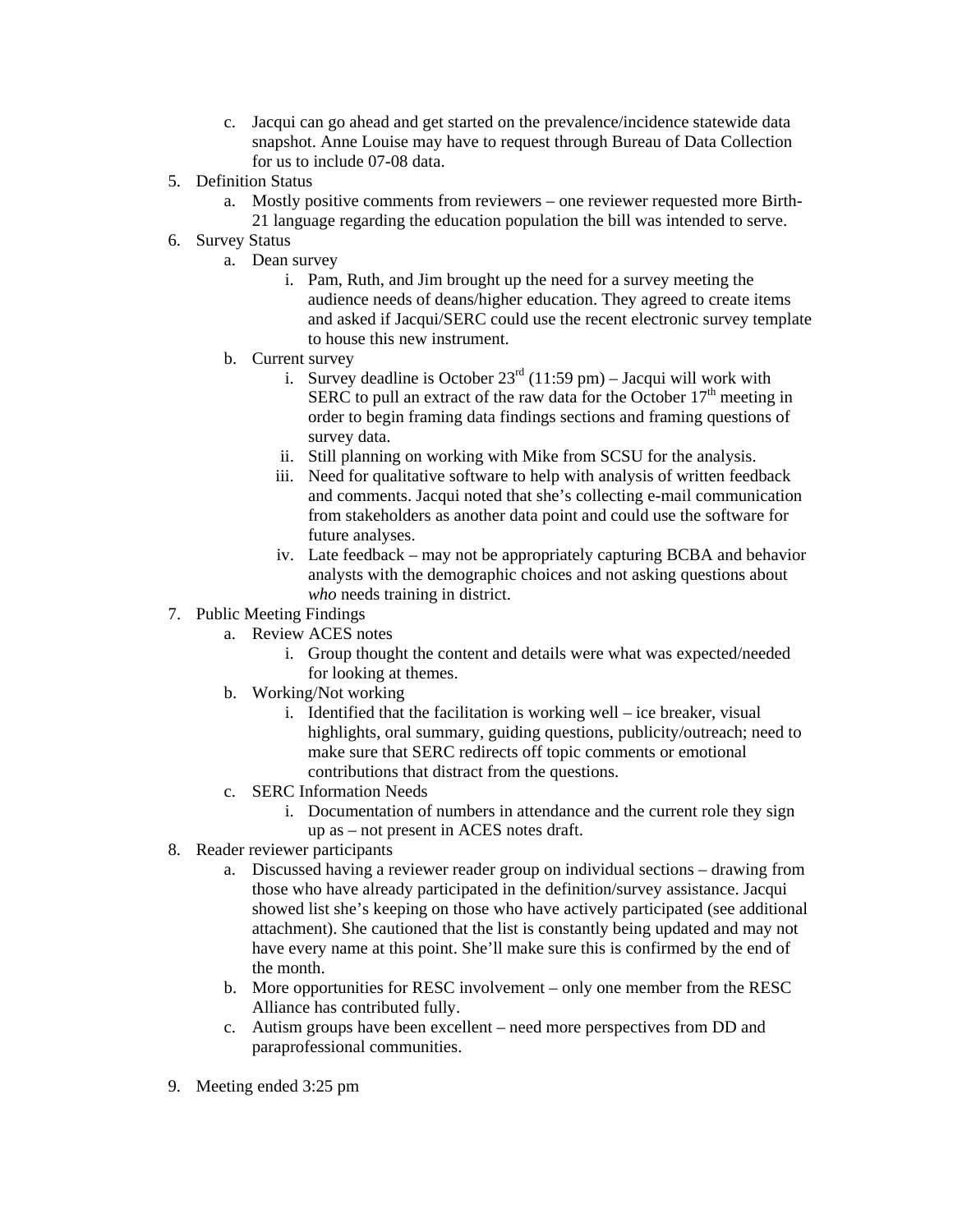c. Jacqui can go ahead and get started on the prevalence/incidence statewide data snapshot. Anne Louise may have to request through Bureau of Data Collection for us to include 07-08 data.

5. Definition Status
   a. Mostly positive comments from reviewers – one reviewer requested more Birth-21 language regarding the education population the bill was intended to serve.
6. Survey Status
   a. Dean survey
      i. Pam, Ruth, and Jim brought up the need for a survey meeting the audience needs of deans/higher education. They agreed to create items and asked if Jacqui/SERC could use the recent electronic survey template to house this new instrument.
   b. Current survey
      i. Survey deadline is October 23rd (11:59 pm) – Jacqui will work with SERC to pull an extract of the raw data for the October 17th meeting in order to begin framing data findings sections and framing questions of survey data.
      ii. Still planning on working with Mike from SCSU for the analysis.
      iii. Need for qualitative software to help with analysis of written feedback and comments. Jacqui noted that she's collecting e-mail communication from stakeholders as another data point and could use the software for future analyses.
      iv. Late feedback – may not be appropriately capturing BCBA and behavior analysts with the demographic choices and not asking questions about *who* needs training in district.
7. Public Meeting Findings
   a. Review ACES notes
      i. Group thought the content and details were what was expected/needed for looking at themes.
   b. Working/Not working
      i. Identified that the facilitation is working well – ice breaker, visual highlights, oral summary, guiding questions, publicity/outreach; need to make sure that SERC redirects off topic comments or emotional contributions that distract from the questions.
   c. SERC Information Needs
      i. Documentation of numbers in attendance and the current role they sign up as – not present in ACES notes draft.
8. Reader reviewer participants
   a. Discussed having a reviewer reader group on individual sections – drawing from those who have already participated in the definition/survey assistance. Jacqui showed list she's keeping on those who have actively participated (see additional attachment). She cautioned that the list is constantly being updated and may not have every name at this point. She'll make sure this is confirmed by the end of the month.
   b. More opportunities for RESC involvement – only one member from the RESC Alliance has contributed fully.
   c. Autism groups have been excellent – need more perspectives from DD and paraprofessional communities.

9. Meeting ended 3:25 pm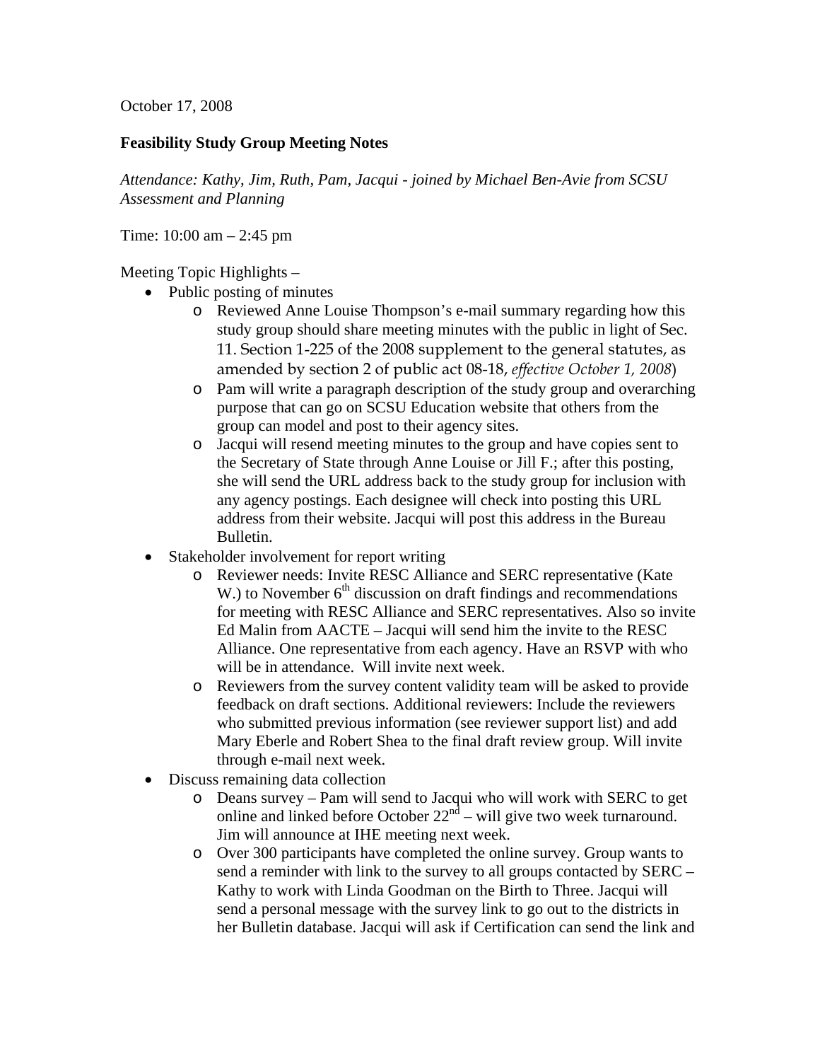October 17, 2008

**Feasibility Study Group Meeting Notes**

*Attendance: Kathy, Jim, Ruth, Pam, Jacqui - joined by Michael Ben-Avie from SCSU Assessment and Planning*

Time: 10:00 am – 2:45 pm

Meeting Topic Highlights –

- Public posting of minutes
  - Reviewed Anne Louise Thompson's e-mail summary regarding how this study group should share meeting minutes with the public in light of Sec. 11. Section 1-225 of the 2008 supplement to the general statutes, as amended by section 2 of public act 08-18, *effective October 1, 2008*)
  - Pam will write a paragraph description of the study group and overarching purpose that can go on SCSU Education website that others from the group can model and post to their agency sites.
  - Jacqui will resend meeting minutes to the group and have copies sent to the Secretary of State through Anne Louise or Jill F.; after this posting, she will send the URL address back to the study group for inclusion with any agency postings. Each designee will check into posting this URL address from their website. Jacqui will post this address in the Bureau Bulletin.
- Stakeholder involvement for report writing
  - Reviewer needs: Invite RESC Alliance and SERC representative (Kate W.) to November 6th discussion on draft findings and recommendations for meeting with RESC Alliance and SERC representatives. Also so invite Ed Malin from AACTE – Jacqui will send him the invite to the RESC Alliance. One representative from each agency. Have an RSVP with who will be in attendance. Will invite next week.
  - Reviewers from the survey content validity team will be asked to provide feedback on draft sections. Additional reviewers: Include the reviewers who submitted previous information (see reviewer support list) and add Mary Eberle and Robert Shea to the final draft review group. Will invite through e-mail next week.
- Discuss remaining data collection
  - Deans survey – Pam will send to Jacqui who will work with SERC to get online and linked before October 22nd – will give two week turnaround. Jim will announce at IHE meeting next week.
  - Over 300 participants have completed the online survey. Group wants to send a reminder with link to the survey to all groups contacted by SERC – Kathy to work with Linda Goodman on the Birth to Three. Jacqui will send a personal message with the survey link to go out to the districts in her Bulletin database. Jacqui will ask if Certification can send the link and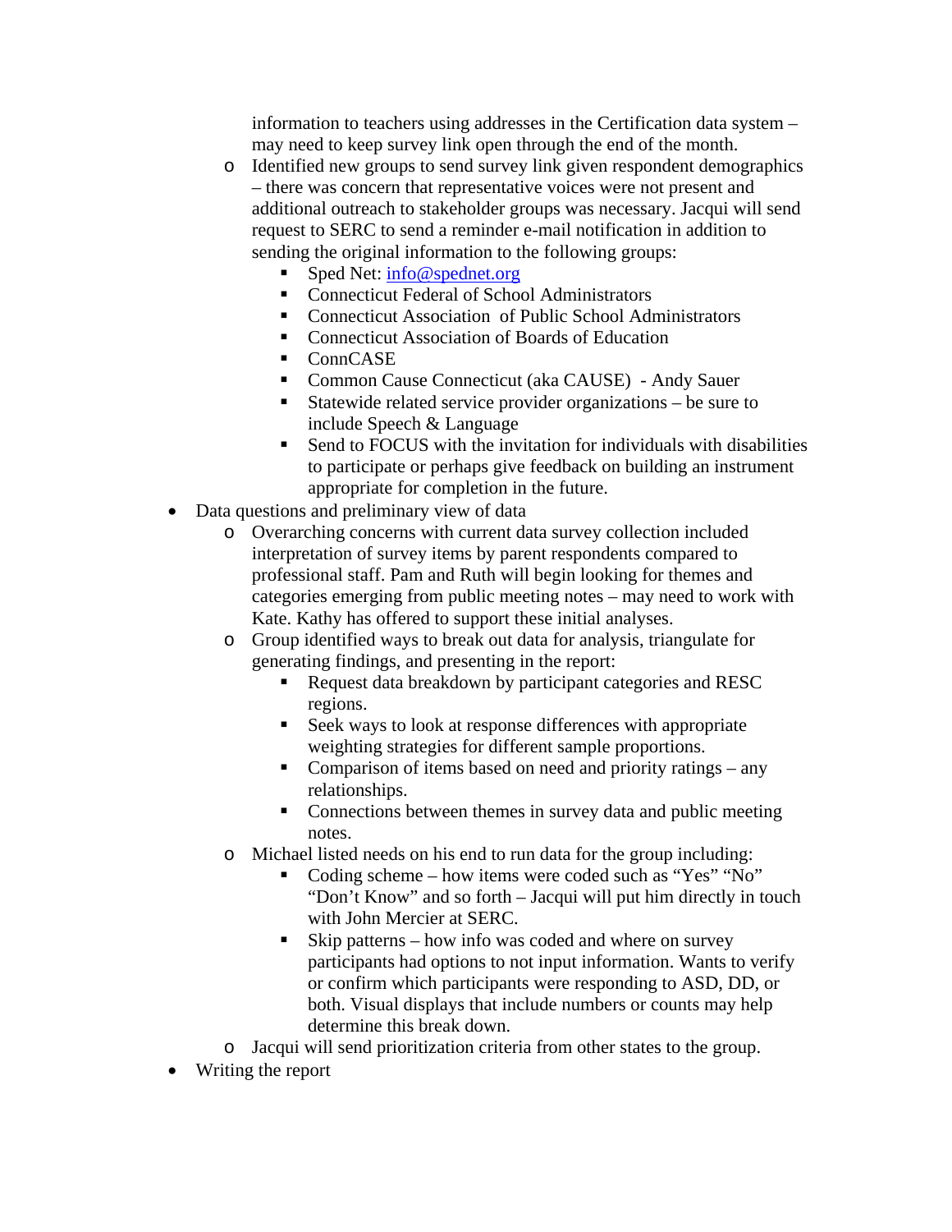- information to teachers using addresses in the Certification data system – may need to keep survey link open through the end of the month.
  - Identified new groups to send survey link given respondent demographics – there was concern that representative voices were not present and additional outreach to stakeholder groups was necessary. Jacqui will send request to SERC to send a reminder e-mail notification in addition to sending the original information to the following groups:
    - Sped Net: info@spednet.org
    - Connecticut Federal of School Administrators
    - Connecticut Association of Public School Administrators
    - Connecticut Association of Boards of Education
    - ConnCASE
    - Common Cause Connecticut (aka CAUSE) - Andy Sauer
    - Statewide related service provider organizations – be sure to include Speech & Language
    - Send to FOCUS with the invitation for individuals with disabilities to participate or perhaps give feedback on building an instrument appropriate for completion in the future.
- Data questions and preliminary view of data
  - Overarching concerns with current data survey collection included interpretation of survey items by parent respondents compared to professional staff. Pam and Ruth will begin looking for themes and categories emerging from public meeting notes – may need to work with Kate. Kathy has offered to support these initial analyses.
  - Group identified ways to break out data for analysis, triangulate for generating findings, and presenting in the report:
    - Request data breakdown by participant categories and RESC regions.
    - Seek ways to look at response differences with appropriate weighting strategies for different sample proportions.
    - Comparison of items based on need and priority ratings – any relationships.
    - Connections between themes in survey data and public meeting notes.
  - Michael listed needs on his end to run data for the group including:
    - Coding scheme – how items were coded such as "Yes" "No" "Don't Know" and so forth – Jacqui will put him directly in touch with John Mercier at SERC.
    - Skip patterns – how info was coded and where on survey participants had options to not input information. Wants to verify or confirm which participants were responding to ASD, DD, or both. Visual displays that include numbers or counts may help determine this break down.
  - Jacqui will send prioritization criteria from other states to the group.
- Writing the report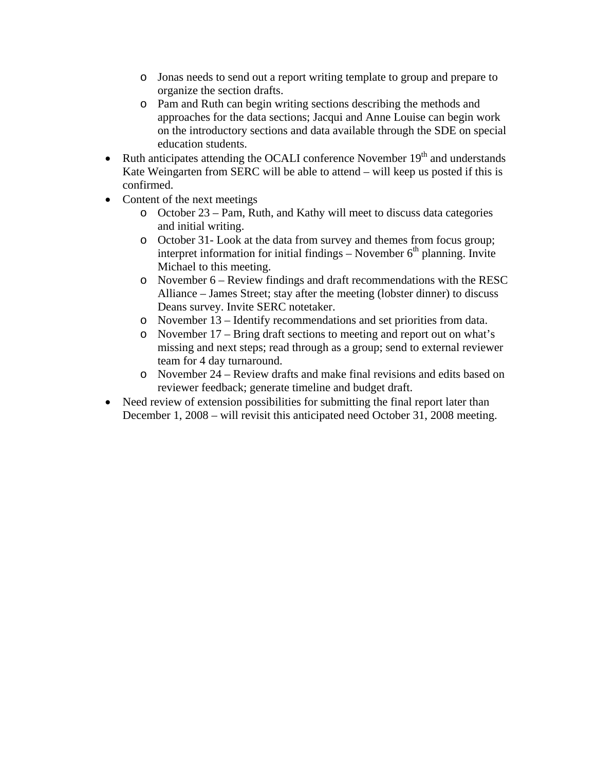- Jonas needs to send out a report writing template to group and prepare to organize the section drafts.
  - Pam and Ruth can begin writing sections describing the methods and approaches for the data sections; Jacqui and Anne Louise can begin work on the introductory sections and data available through the SDE on special education students.
- Ruth anticipates attending the OCALI conference November 19th and understands Kate Weingarten from SERC will be able to attend – will keep us posted if this is confirmed.
- Content of the next meetings
  - October 23 – Pam, Ruth, and Kathy will meet to discuss data categories and initial writing.
  - October 31- Look at the data from survey and themes from focus group; interpret information for initial findings – November 6th planning. Invite Michael to this meeting.
  - November 6 – Review findings and draft recommendations with the RESC Alliance – James Street; stay after the meeting (lobster dinner) to discuss Deans survey. Invite SERC notetaker.
  - November 13 – Identify recommendations and set priorities from data.
  - November 17 – Bring draft sections to meeting and report out on what's missing and next steps; read through as a group; send to external reviewer team for 4 day turnaround.
  - November 24 – Review drafts and make final revisions and edits based on reviewer feedback; generate timeline and budget draft.
- Need review of extension possibilities for submitting the final report later than December 1, 2008 – will revisit this anticipated need October 31, 2008 meeting.